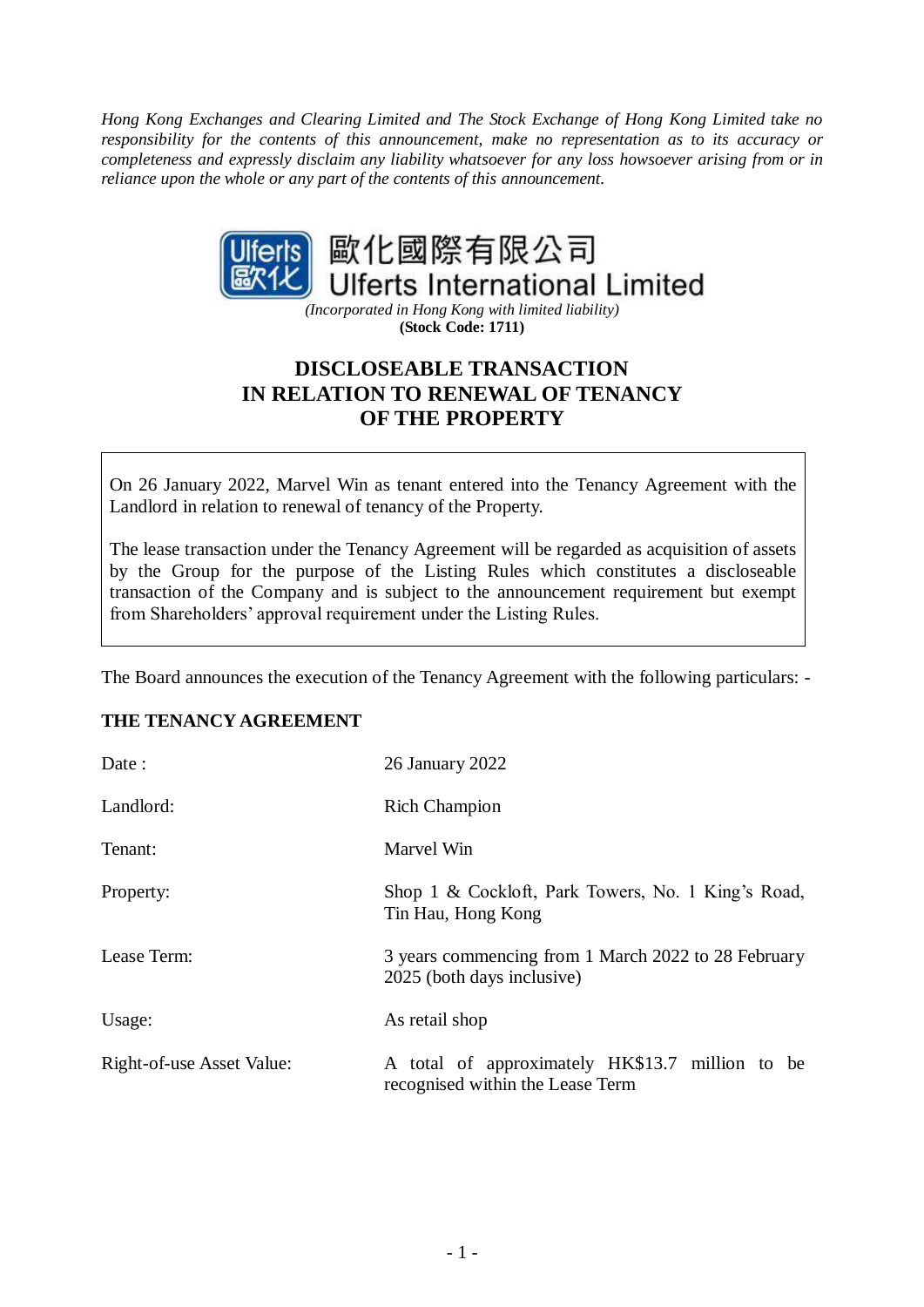*Hong Kong Exchanges and Clearing Limited and The Stock Exchange of Hong Kong Limited take no responsibility for the contents of this announcement, make no representation as to its accuracy or completeness and expressly disclaim any liability whatsoever for any loss howsoever arising from or in reliance upon the whole or any part of the contents of this announcement.*

歐化國際有限公司
Ulferts International Limited

*(Incorporated in Hong Kong with limited liability)*
**(Stock Code: 1711)**

# DISCLOSEABLE TRANSACTION IN RELATION TO RENEWAL OF TENANCY OF THE PROPERTY

On 26 January 2022, Marvel Win as tenant entered into the Tenancy Agreement with the Landlord in relation to renewal of tenancy of the Property.

The lease transaction under the Tenancy Agreement will be regarded as acquisition of assets by the Group for the purpose of the Listing Rules which constitutes a discloseable transaction of the Company and is subject to the announcement requirement but exempt from Shareholders' approval requirement under the Listing Rules.

The Board announces the execution of the Tenancy Agreement with the following particulars: -

**THE TENANCY AGREEMENT**

| | |
|---|---|
| Date : | 26 January 2022 |
| Landlord: | Rich Champion |
| Tenant: | Marvel Win |
| Property: | Shop 1 & Cockloft, Park Towers, No. 1 King's Road, Tin Hau, Hong Kong |
| Lease Term: | 3 years commencing from 1 March 2022 to 28 February 2025 (both days inclusive) |
| Usage: | As retail shop |
| Right-of-use Asset Value: | A total of approximately HK$13.7 million to be recognised within the Lease Term |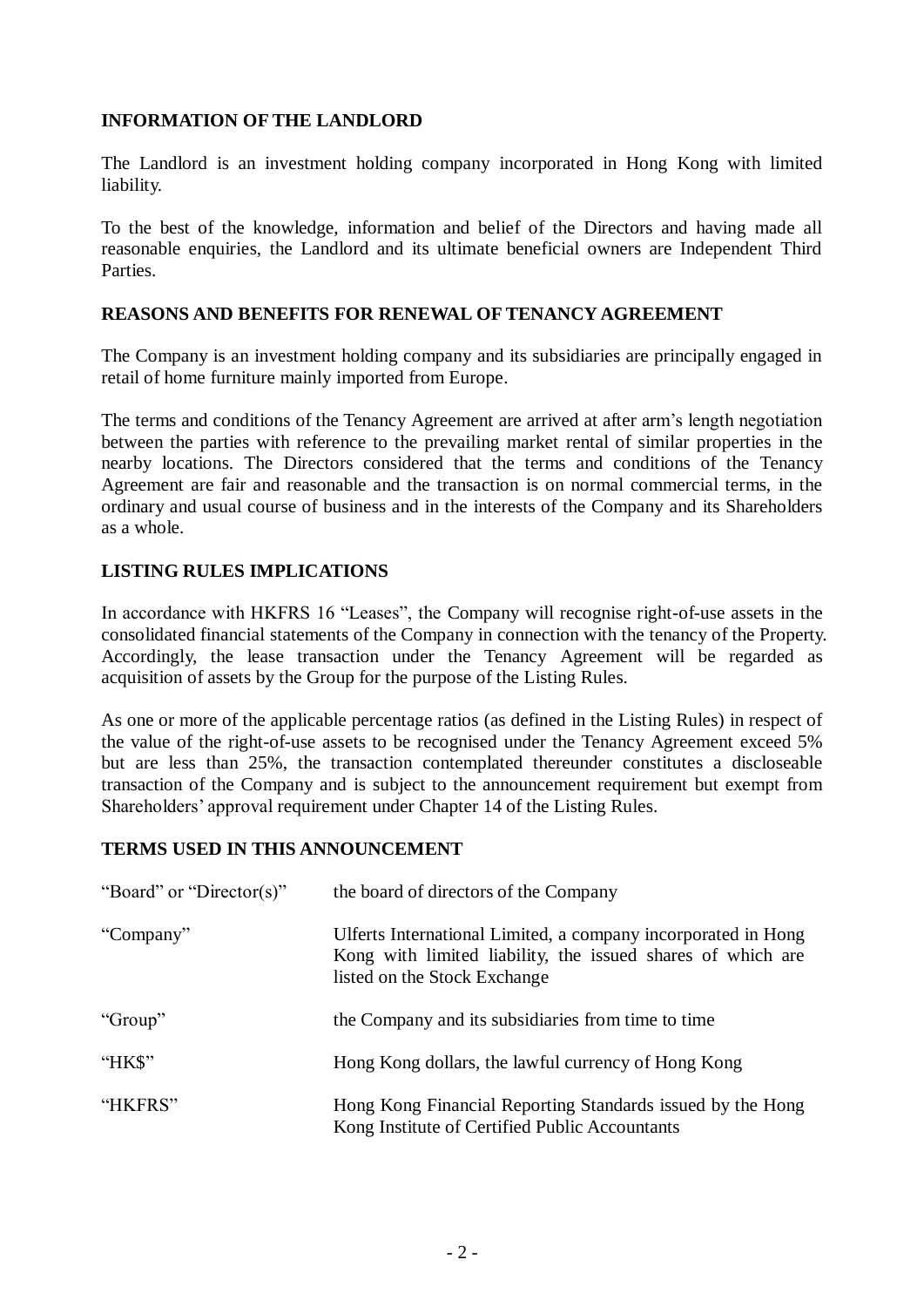## INFORMATION OF THE LANDLORD

The Landlord is an investment holding company incorporated in Hong Kong with limited liability.

To the best of the knowledge, information and belief of the Directors and having made all reasonable enquiries, the Landlord and its ultimate beneficial owners are Independent Third Parties.

## REASONS AND BENEFITS FOR RENEWAL OF TENANCY AGREEMENT

The Company is an investment holding company and its subsidiaries are principally engaged in retail of home furniture mainly imported from Europe.

The terms and conditions of the Tenancy Agreement are arrived at after arm's length negotiation between the parties with reference to the prevailing market rental of similar properties in the nearby locations. The Directors considered that the terms and conditions of the Tenancy Agreement are fair and reasonable and the transaction is on normal commercial terms, in the ordinary and usual course of business and in the interests of the Company and its Shareholders as a whole.

## LISTING RULES IMPLICATIONS

In accordance with HKFRS 16 "Leases", the Company will recognise right-of-use assets in the consolidated financial statements of the Company in connection with the tenancy of the Property. Accordingly, the lease transaction under the Tenancy Agreement will be regarded as acquisition of assets by the Group for the purpose of the Listing Rules.

As one or more of the applicable percentage ratios (as defined in the Listing Rules) in respect of the value of the right-of-use assets to be recognised under the Tenancy Agreement exceed 5% but are less than 25%, the transaction contemplated thereunder constitutes a discloseable transaction of the Company and is subject to the announcement requirement but exempt from Shareholders' approval requirement under Chapter 14 of the Listing Rules.

## TERMS USED IN THIS ANNOUNCEMENT

| | |
|---|---|
| "Board" or "Director(s)" | the board of directors of the Company |
| "Company" | Ulferts International Limited, a company incorporated in Hong Kong with limited liability, the issued shares of which are listed on the Stock Exchange |
| "Group" | the Company and its subsidiaries from time to time |
| "HK$" | Hong Kong dollars, the lawful currency of Hong Kong |
| "HKFRS" | Hong Kong Financial Reporting Standards issued by the Hong Kong Institute of Certified Public Accountants |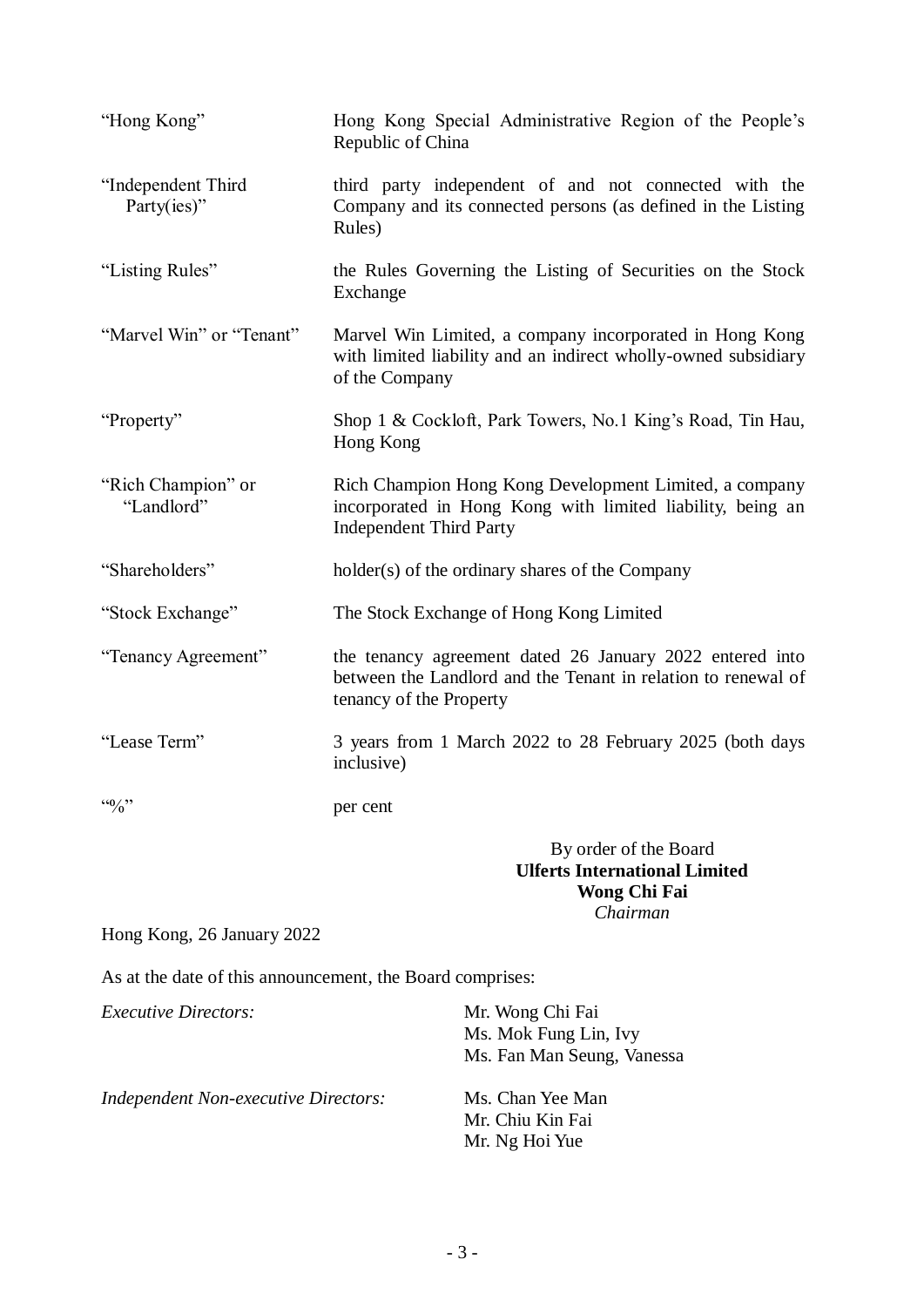| | |
|---|---|
| "Hong Kong" | Hong Kong Special Administrative Region of the People's Republic of China |
| "Independent Third Party(ies)" | third party independent of and not connected with the Company and its connected persons (as defined in the Listing Rules) |
| "Listing Rules" | the Rules Governing the Listing of Securities on the Stock Exchange |
| "Marvel Win" or "Tenant" | Marvel Win Limited, a company incorporated in Hong Kong with limited liability and an indirect wholly-owned subsidiary of the Company |
| "Property" | Shop 1 & Cockloft, Park Towers, No.1 King's Road, Tin Hau, Hong Kong |
| "Rich Champion" or "Landlord" | Rich Champion Hong Kong Development Limited, a company incorporated in Hong Kong with limited liability, being an Independent Third Party |
| "Shareholders" | holder(s) of the ordinary shares of the Company |
| "Stock Exchange" | The Stock Exchange of Hong Kong Limited |
| "Tenancy Agreement" | the tenancy agreement dated 26 January 2022 entered into between the Landlord and the Tenant in relation to renewal of tenancy of the Property |
| "Lease Term" | 3 years from 1 March 2022 to 28 February 2025 (both days inclusive) |
| "%" | per cent |

By order of the Board
**Ulferts International Limited**
**Wong Chi Fai**
*Chairman*

Hong Kong, 26 January 2022

As at the date of this announcement, the Board comprises:

| | |
|---|---|
| *Executive Directors:* | Mr. Wong Chi Fai<br>Ms. Mok Fung Lin, Ivy<br>Ms. Fan Man Seung, Vanessa |
| *Independent Non-executive Directors:* | Ms. Chan Yee Man<br>Mr. Chiu Kin Fai<br>Mr. Ng Hoi Yue |